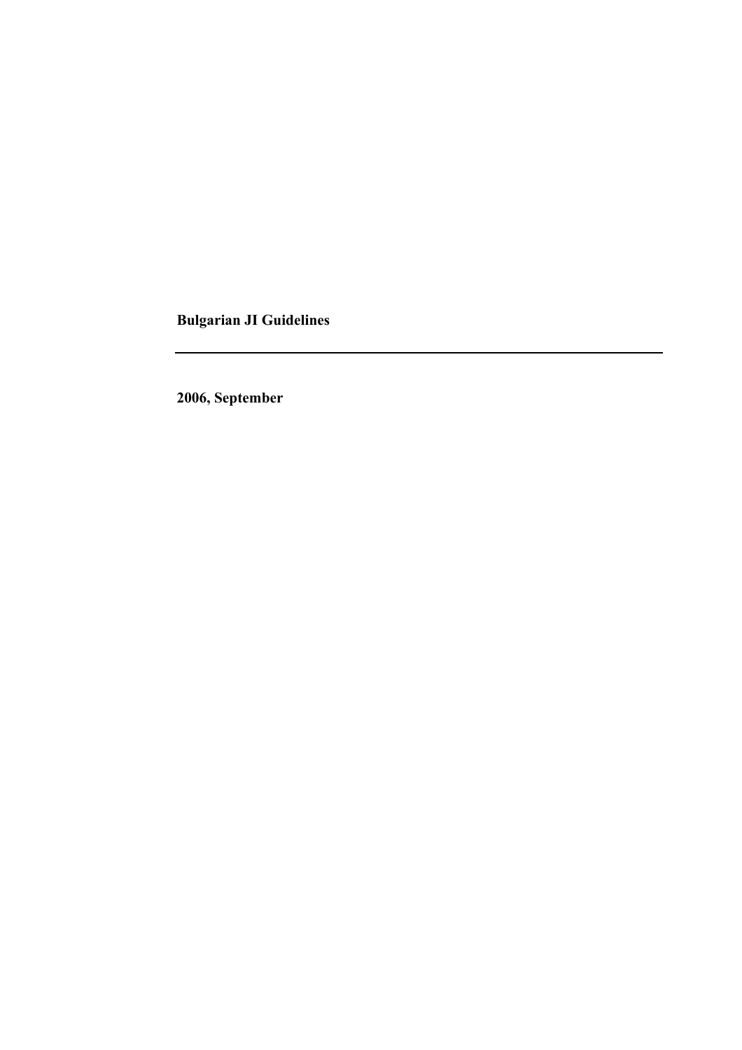**Bulgarian JI Guidelines**

---

**2006, September**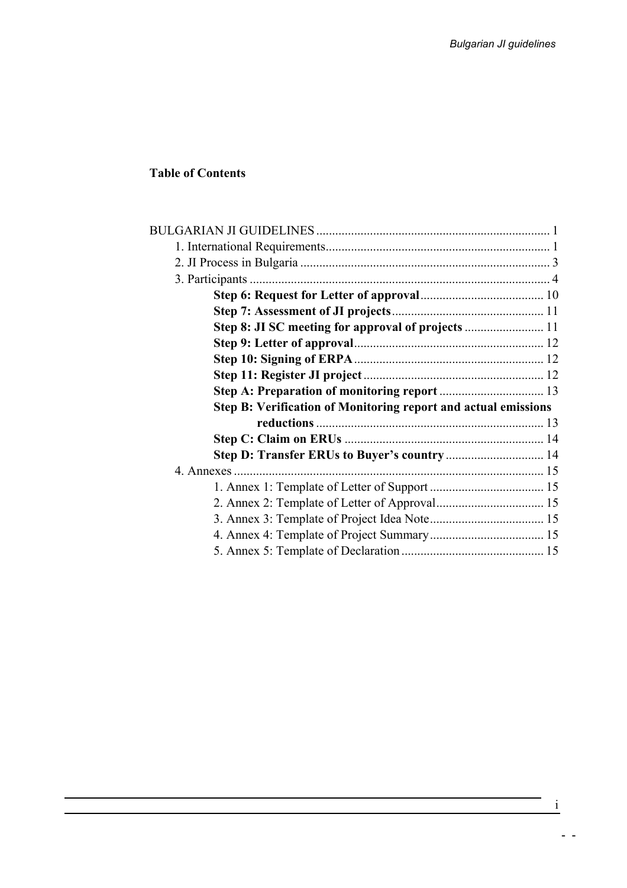**Table of Contents**

BULGARIAN JI GUIDELINES ........................................................................ 1
- 1. International Requirements...................................................................... 1
- 2. JI Process in Bulgaria .............................................................................. 3
- 3. Participants ............................................................................................... 4
  - **Step 6: Request for Letter of approval** ....................................... 10
  - **Step 7: Assessment of JI projects** ................................................ 11
  - **Step 8: JI SC meeting for approval of projects** ......................... 11
  - **Step 9: Letter of approval** ............................................................ 12
  - **Step 10: Signing of ERPA** ............................................................ 12
  - **Step 11: Register JI project** ......................................................... 12
  - **Step A: Preparation of monitoring report** ................................. 13
  - **Step B: Verification of Monitoring report and actual emissions reductions** ........................................................................ 13
  - **Step C: Claim on ERUs** ............................................................... 14
  - **Step D: Transfer ERUs to Buyer's country** ............................... 14
- 4. Annexes ................................................................................................. 15
  - 1. Annex 1: Template of Letter of Support .................................... 15
  - 2. Annex 2: Template of Letter of Approval .................................. 15
  - 3. Annex 3: Template of Project Idea Note .................................... 15
  - 4. Annex 4: Template of Project Summary .................................... 15
  - 5. Annex 5: Template of Declaration ............................................. 15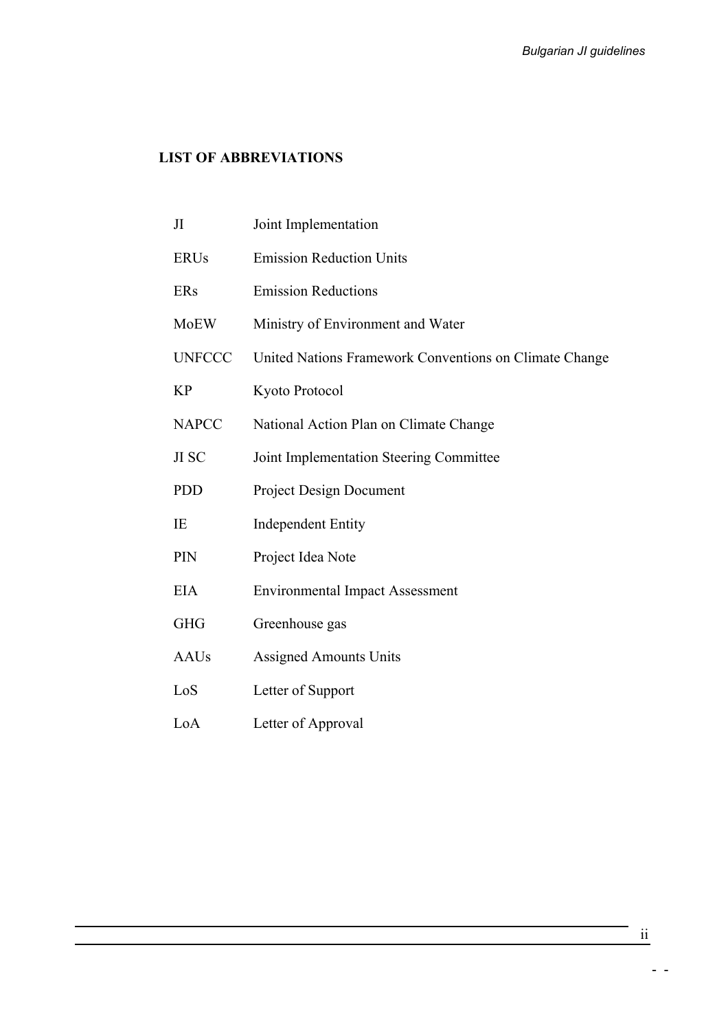## LIST OF ABBREVIATIONS

| | |
|---|---|
| JI | Joint Implementation |
| ERUs | Emission Reduction Units |
| ERs | Emission Reductions |
| MoEW | Ministry of Environment and Water |
| UNFCCC | United Nations Framework Conventions on Climate Change |
| KP | Kyoto Protocol |
| NAPCC | National Action Plan on Climate Change |
| JI SC | Joint Implementation Steering Committee |
| PDD | Project Design Document |
| IE | Independent Entity |
| PIN | Project Idea Note |
| EIA | Environmental Impact Assessment |
| GHG | Greenhouse gas |
| AAUs | Assigned Amounts Units |
| LoS | Letter of Support |
| LoA | Letter of Approval |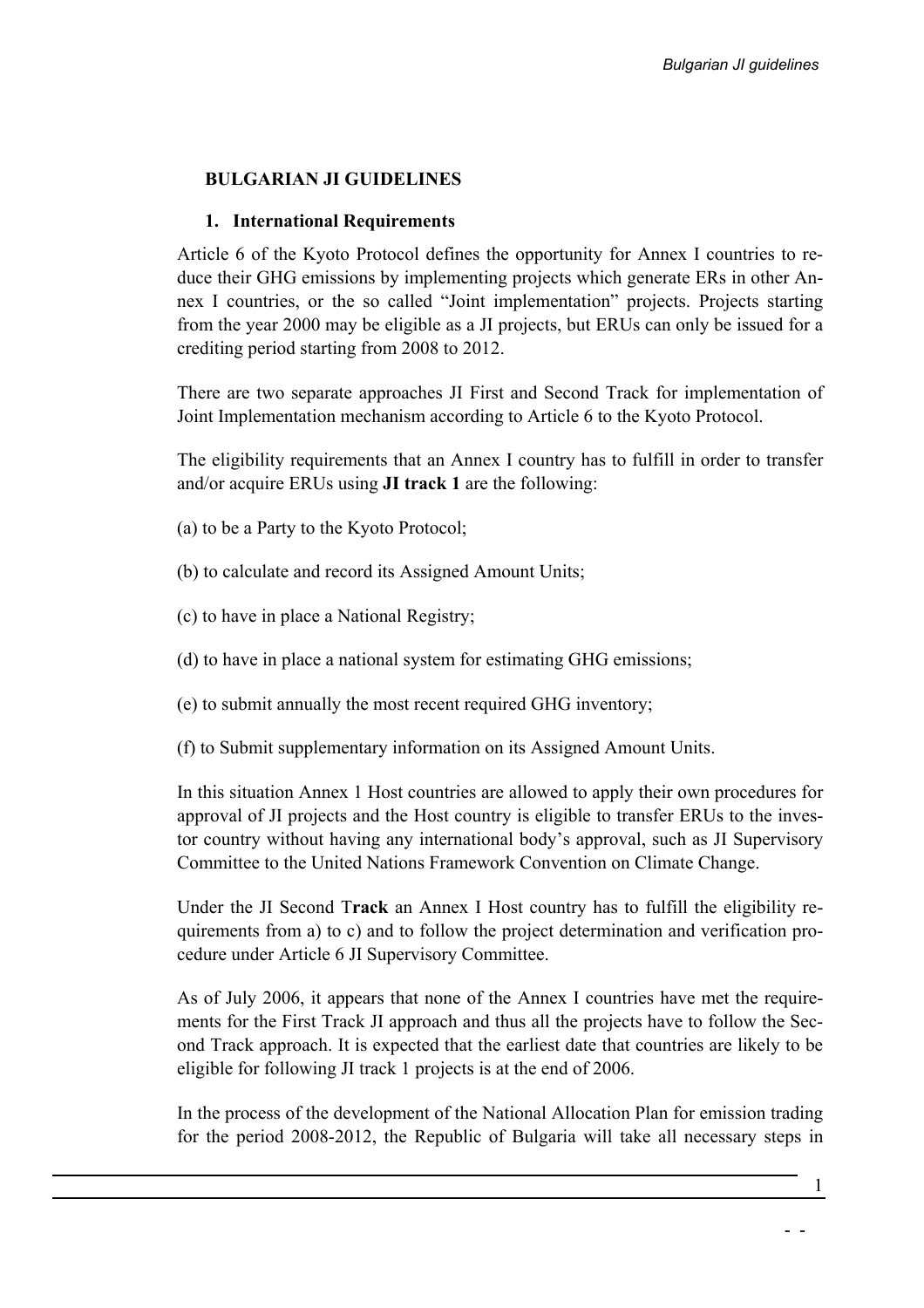## BULGARIAN JI GUIDELINES

### 1. International Requirements

Article 6 of the Kyoto Protocol defines the opportunity for Annex I countries to reduce their GHG emissions by implementing projects which generate ERs in other Annex I countries, or the so called "Joint implementation" projects. Projects starting from the year 2000 may be eligible as a JI projects, but ERUs can only be issued for a crediting period starting from 2008 to 2012.

There are two separate approaches JI First and Second Track for implementation of Joint Implementation mechanism according to Article 6 to the Kyoto Protocol.

The eligibility requirements that an Annex I country has to fulfill in order to transfer and/or acquire ERUs using **JI track 1** are the following:

(a) to be a Party to the Kyoto Protocol;

(b) to calculate and record its Assigned Amount Units;

(c) to have in place a National Registry;

(d) to have in place a national system for estimating GHG emissions;

(e) to submit annually the most recent required GHG inventory;

(f) to Submit supplementary information on its Assigned Amount Units.

In this situation Annex 1 Host countries are allowed to apply their own procedures for approval of JI projects and the Host country is eligible to transfer ERUs to the investor country without having any international body's approval, such as JI Supervisory Committee to the United Nations Framework Convention on Climate Change.

Under the JI Second T**rack** an Annex I Host country has to fulfill the eligibility requirements from a) to c) and to follow the project determination and verification procedure under Article 6 JI Supervisory Committee.

As of July 2006, it appears that none of the Annex I countries have met the requirements for the First Track JI approach and thus all the projects have to follow the Second Track approach. It is expected that the earliest date that countries are likely to be eligible for following JI track 1 projects is at the end of 2006.

In the process of the development of the National Allocation Plan for emission trading for the period 2008-2012, the Republic of Bulgaria will take all necessary steps in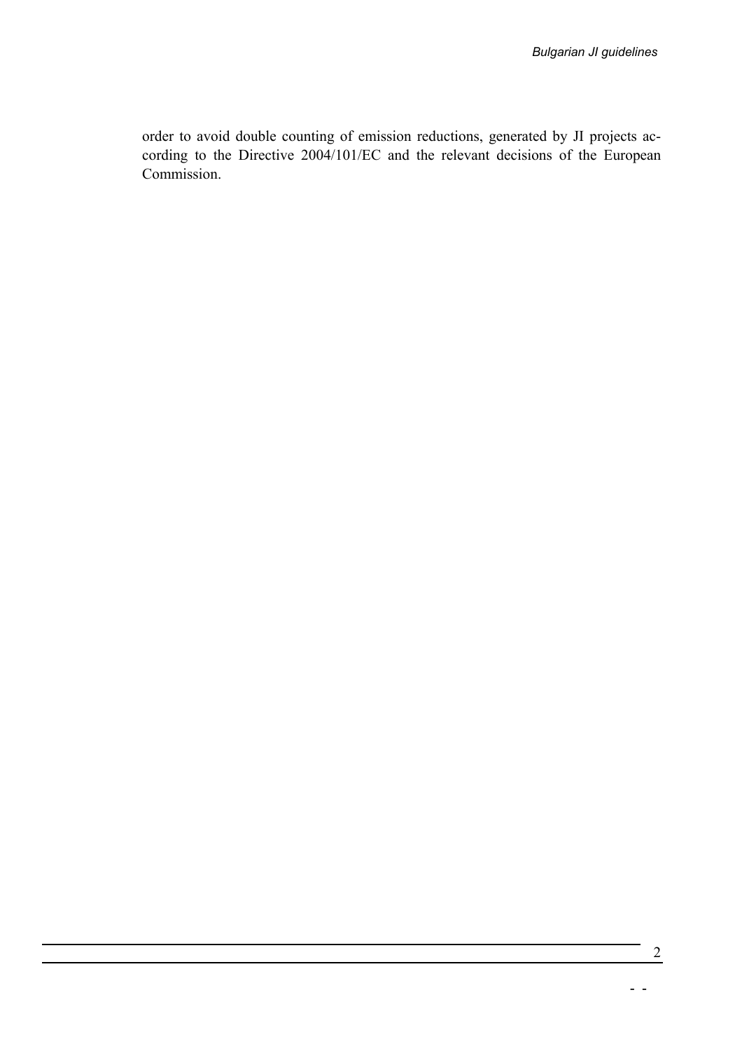order to avoid double counting of emission reductions, generated by JI projects according to the Directive 2004/101/EC and the relevant decisions of the European Commission.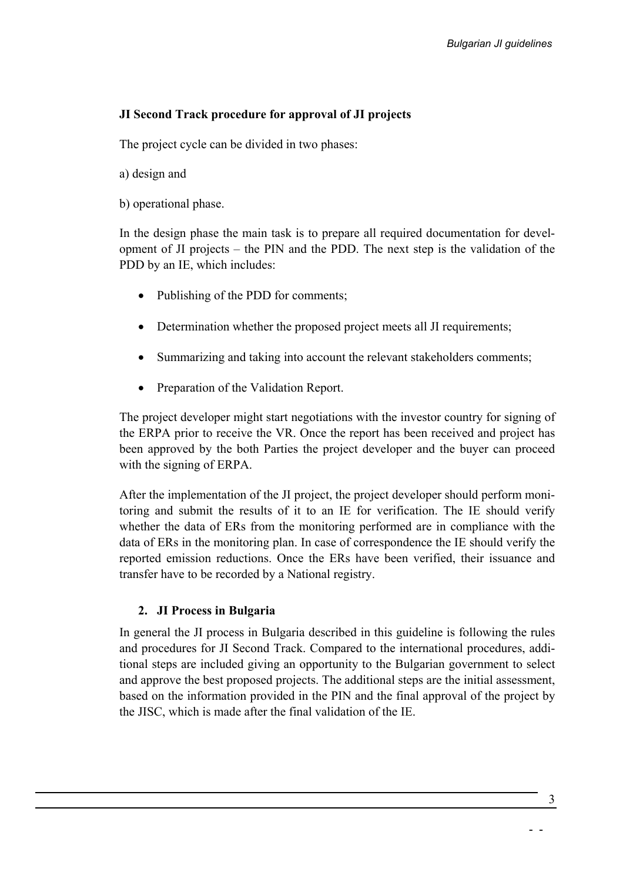**JI Second Track procedure for approval of JI projects**

The project cycle can be divided in two phases:

a) design and

b) operational phase.

In the design phase the main task is to prepare all required documentation for development of JI projects – the PIN and the PDD. The next step is the validation of the PDD by an IE, which includes:

- Publishing of the PDD for comments;
- Determination whether the proposed project meets all JI requirements;
- Summarizing and taking into account the relevant stakeholders comments;
- Preparation of the Validation Report.

The project developer might start negotiations with the investor country for signing of the ERPA prior to receive the VR. Once the report has been received and project has been approved by the both Parties the project developer and the buyer can proceed with the signing of ERPA.

After the implementation of the JI project, the project developer should perform monitoring and submit the results of it to an IE for verification. The IE should verify whether the data of ERs from the monitoring performed are in compliance with the data of ERs in the monitoring plan. In case of correspondence the IE should verify the reported emission reductions. Once the ERs have been verified, their issuance and transfer have to be recorded by a National registry.

## 2. JI Process in Bulgaria

In general the JI process in Bulgaria described in this guideline is following the rules and procedures for JI Second Track. Compared to the international procedures, additional steps are included giving an opportunity to the Bulgarian government to select and approve the best proposed projects. The additional steps are the initial assessment, based on the information provided in the PIN and the final approval of the project by the JISC, which is made after the final validation of the IE.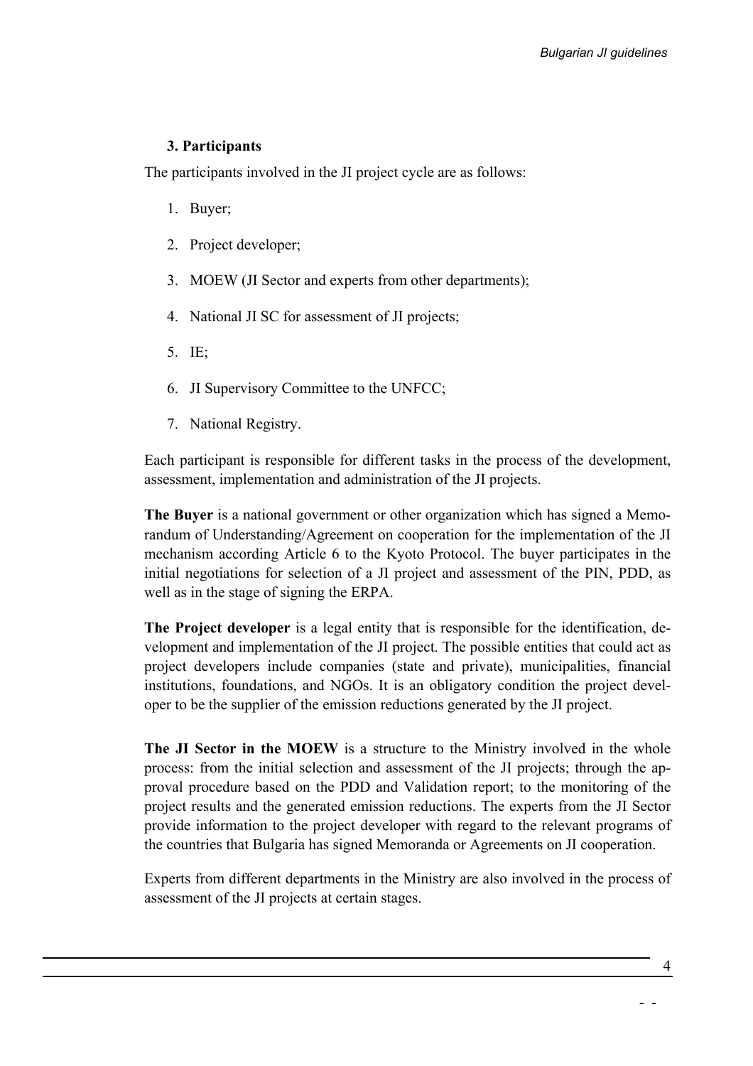### 3. Participants

The participants involved in the JI project cycle are as follows:

1. Buyer;
2. Project developer;
3. MOEW (JI Sector and experts from other departments);
4. National JI SC for assessment of JI projects;
5. IE;
6. JI Supervisory Committee to the UNFCC;
7. National Registry.

Each participant is responsible for different tasks in the process of the development, assessment, implementation and administration of the JI projects.

**The Buyer** is a national government or other organization which has signed a Memorandum of Understanding/Agreement on cooperation for the implementation of the JI mechanism according Article 6 to the Kyoto Protocol. The buyer participates in the initial negotiations for selection of a JI project and assessment of the PIN, PDD, as well as in the stage of signing the ERPA.

**The Project developer** is a legal entity that is responsible for the identification, development and implementation of the JI project. The possible entities that could act as project developers include companies (state and private), municipalities, financial institutions, foundations, and NGOs. It is an obligatory condition the project developer to be the supplier of the emission reductions generated by the JI project.

**The JI Sector in the MOEW** is a structure to the Ministry involved in the whole process: from the initial selection and assessment of the JI projects; through the approval procedure based on the PDD and Validation report; to the monitoring of the project results and the generated emission reductions. The experts from the JI Sector provide information to the project developer with regard to the relevant programs of the countries that Bulgaria has signed Memoranda or Agreements on JI cooperation.

Experts from different departments in the Ministry are also involved in the process of assessment of the JI projects at certain stages.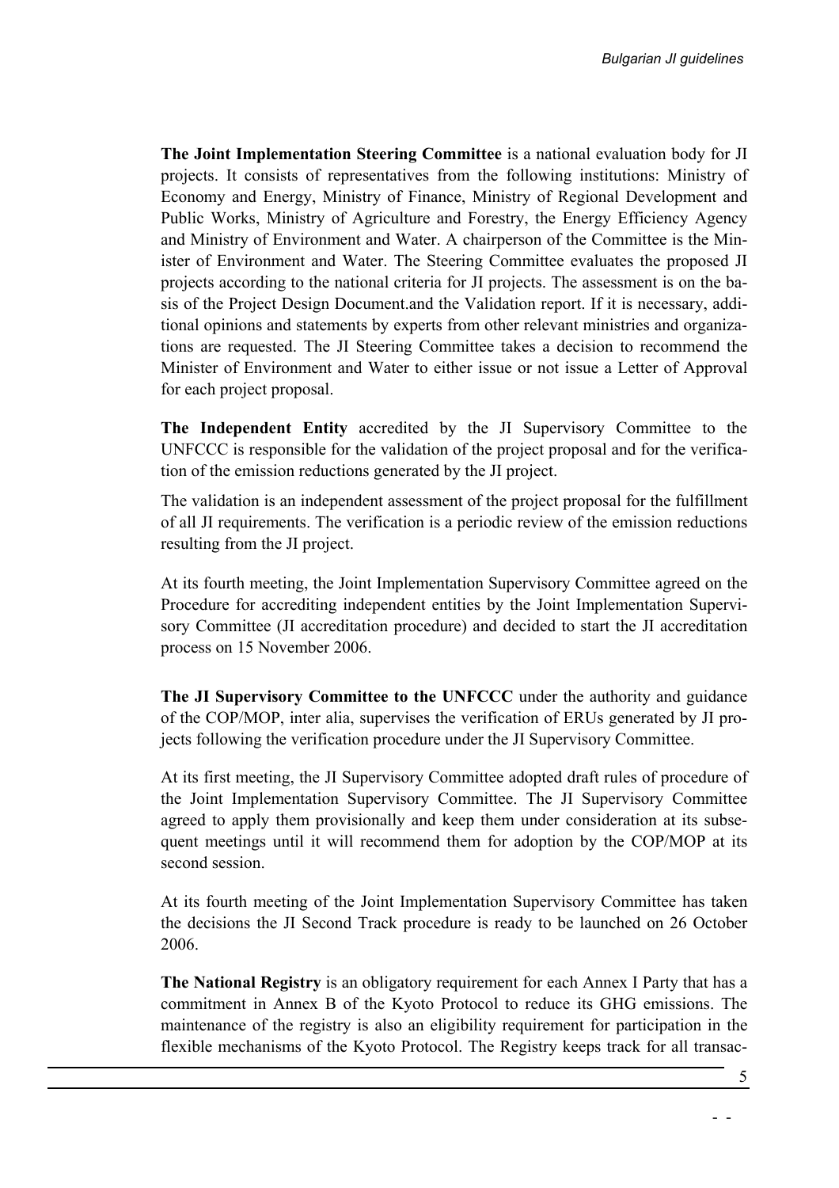**The Joint Implementation Steering Committee** is a national evaluation body for JI projects. It consists of representatives from the following institutions: Ministry of Economy and Energy, Ministry of Finance, Ministry of Regional Development and Public Works, Ministry of Agriculture and Forestry, the Energy Efficiency Agency and Ministry of Environment and Water. A chairperson of the Committee is the Minister of Environment and Water. The Steering Committee evaluates the proposed JI projects according to the national criteria for JI projects. The assessment is on the basis of the Project Design Document.and the Validation report. If it is necessary, additional opinions and statements by experts from other relevant ministries and organizations are requested. The JI Steering Committee takes a decision to recommend the Minister of Environment and Water to either issue or not issue a Letter of Approval for each project proposal.

**The Independent Entity** accredited by the JI Supervisory Committee to the UNFCCC is responsible for the validation of the project proposal and for the verification of the emission reductions generated by the JI project.

The validation is an independent assessment of the project proposal for the fulfillment of all JI requirements. The verification is a periodic review of the emission reductions resulting from the JI project.

At its fourth meeting, the Joint Implementation Supervisory Committee agreed on the Procedure for accrediting independent entities by the Joint Implementation Supervisory Committee (JI accreditation procedure) and decided to start the JI accreditation process on 15 November 2006.

**The JI Supervisory Committee to the UNFCCC** under the authority and guidance of the COP/MOP, inter alia, supervises the verification of ERUs generated by JI projects following the verification procedure under the JI Supervisory Committee.

At its first meeting, the JI Supervisory Committee adopted draft rules of procedure of the Joint Implementation Supervisory Committee. The JI Supervisory Committee agreed to apply them provisionally and keep them under consideration at its subsequent meetings until it will recommend them for adoption by the COP/MOP at its second session.

At its fourth meeting of the Joint Implementation Supervisory Committee has taken the decisions the JI Second Track procedure is ready to be launched on 26 October 2006.

**The National Registry** is an obligatory requirement for each Annex I Party that has a commitment in Annex B of the Kyoto Protocol to reduce its GHG emissions. The maintenance of the registry is also an eligibility requirement for participation in the flexible mechanisms of the Kyoto Protocol. The Registry keeps track for all transac-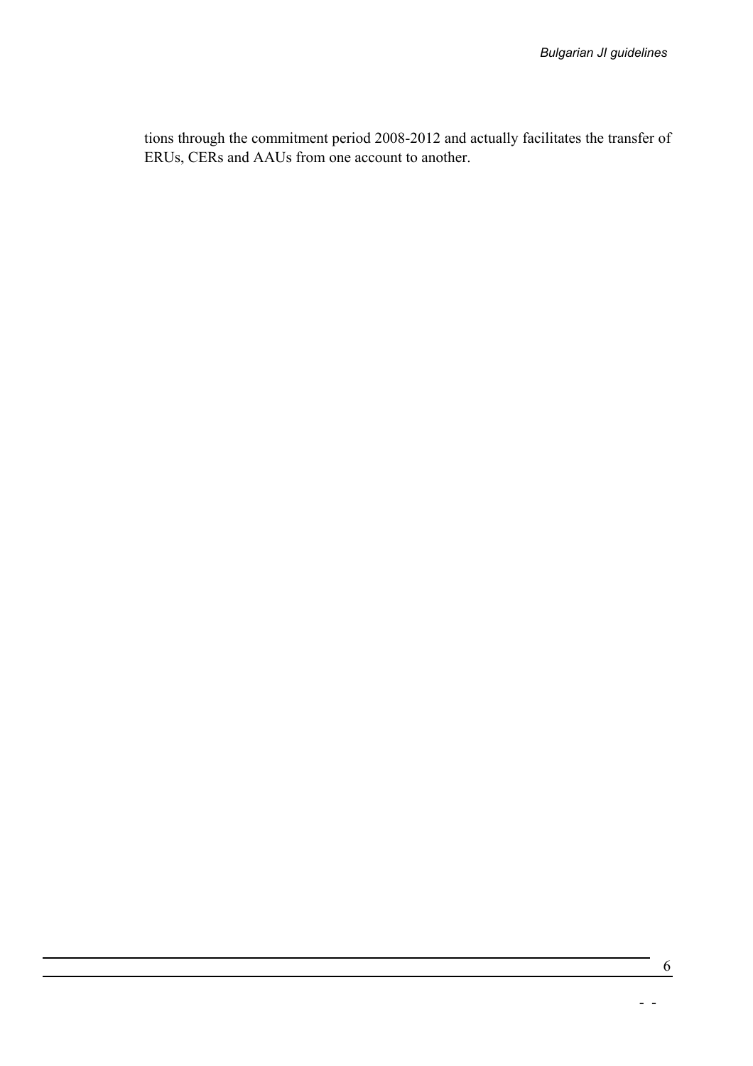tions through the commitment period 2008-2012 and actually facilitates the transfer of ERUs, CERs and AAUs from one account to another.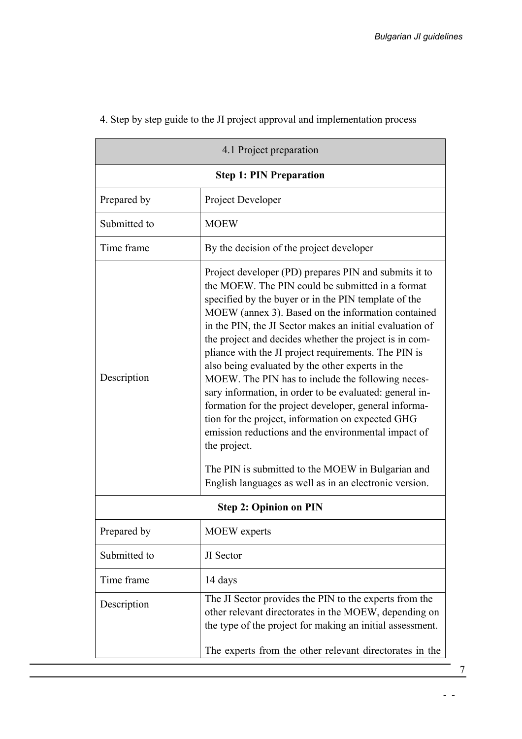4. Step by step guide to the JI project approval and implementation process

| 4.1 Project preparation | |
|---|---|
| **Step 1: PIN Preparation** | |
| Prepared by | Project Developer |
| Submitted to | MOEW |
| Time frame | By the decision of the project developer |
| Description | Project developer (PD) prepares PIN and submits it to the MOEW. The PIN could be submitted in a format specified by the buyer or in the PIN template of the MOEW (annex 3). Based on the information contained in the PIN, the JI Sector makes an initial evaluation of the project and decides whether the project is in compliance with the JI project requirements. The PIN is also being evaluated by the other experts in the MOEW. The PIN has to include the following necessary information, in order to be evaluated: general information for the project developer, general information for the project, information on expected GHG emission reductions and the environmental impact of the project.<br><br>The PIN is submitted to the MOEW in Bulgarian and English languages as well as in an electronic version. |
| **Step 2: Opinion on PIN** | |
| Prepared by | MOEW experts |
| Submitted to | JI Sector |
| Time frame | 14 days |
| Description | The JI Sector provides the PIN to the experts from the other relevant directorates in the MOEW, depending on the type of the project for making an initial assessment.<br><br>The experts from the other relevant directorates in the |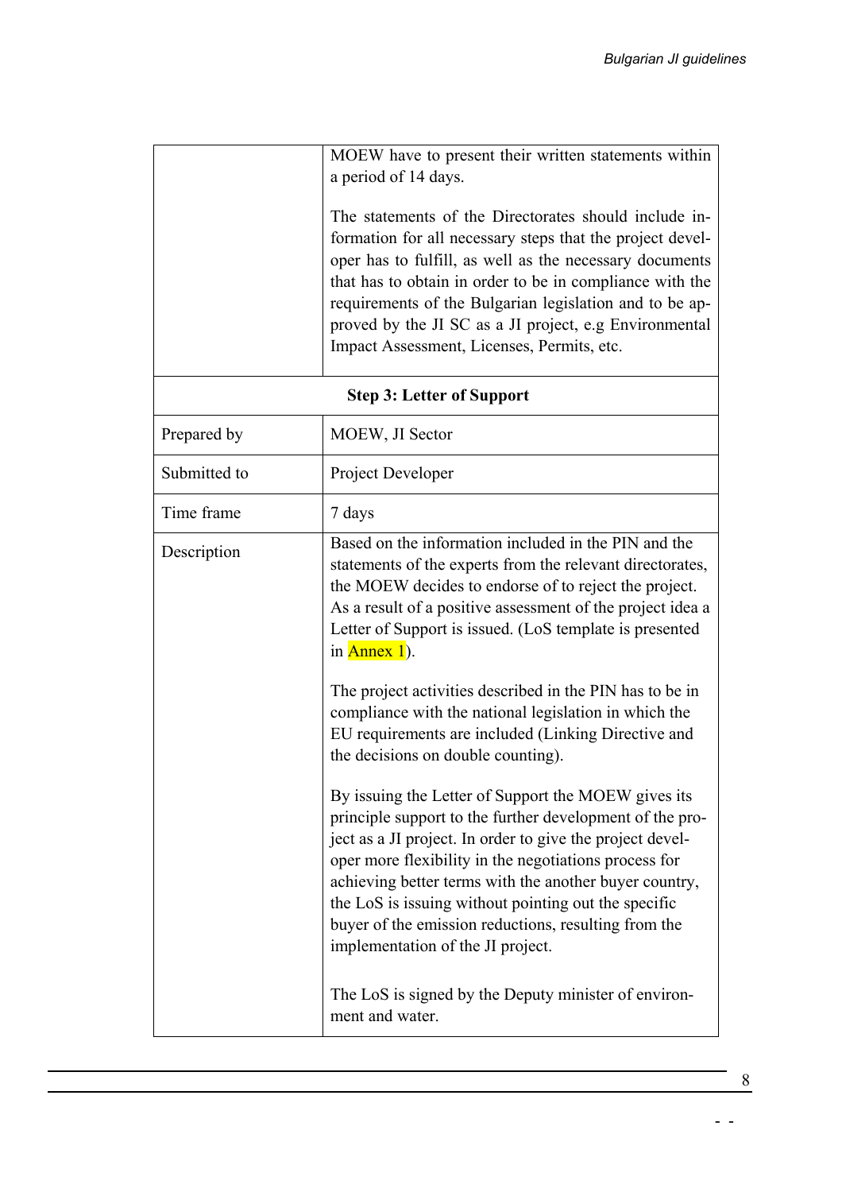|  | MOEW have to present their written statements within a period of 14 days.<br><br>The statements of the Directorates should include information for all necessary steps that the project developer has to fulfill, as well as the necessary documents that has to obtain in order to be in compliance with the requirements of the Bulgarian legislation and to be approved by the JI SC as a JI project, e.g Environmental Impact Assessment, Licenses, Permits, etc. |
|---|---|
| **Step 3: Letter of Support** | |
| Prepared by | MOEW, JI Sector |
| Submitted to | Project Developer |
| Time frame | 7 days |
| Description | Based on the information included in the PIN and the statements of the experts from the relevant directorates, the MOEW decides to endorse of to reject the project. As a result of a positive assessment of the project idea a Letter of Support is issued. (LoS template is presented in Annex 1).<br><br>The project activities described in the PIN has to be in compliance with the national legislation in which the EU requirements are included (Linking Directive and the decisions on double counting).<br><br>By issuing the Letter of Support the MOEW gives its principle support to the further development of the project as a JI project. In order to give the project developer more flexibility in the negotiations process for achieving better terms with the another buyer country, the LoS is issuing without pointing out the specific buyer of the emission reductions, resulting from the implementation of the JI project.<br><br>The LoS is signed by the Deputy minister of environment and water. |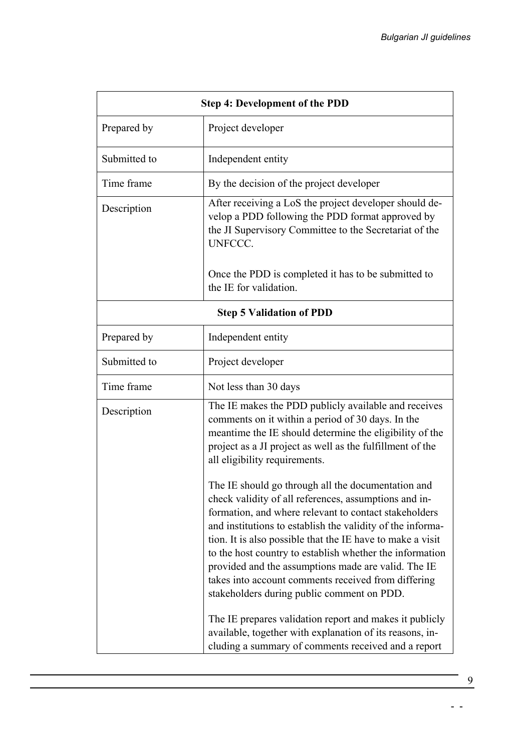| Step 4: Development of the PDD | |
|---|---|
| Prepared by | Project developer |
| Submitted to | Independent entity |
| Time frame | By the decision of the project developer |
| Description | After receiving a LoS the project developer should develop a PDD following the PDD format approved by the JI Supervisory Committee to the Secretariat of the UNFCCC.<br><br>Once the PDD is completed it has to be submitted to the IE for validation. |
| **Step 5 Validation of PDD** | |
| Prepared by | Independent entity |
| Submitted to | Project developer |
| Time frame | Not less than 30 days |
| Description | The IE makes the PDD publicly available and receives comments on it within a period of 30 days. In the meantime the IE should determine the eligibility of the project as a JI project as well as the fulfillment of the all eligibility requirements.<br><br>The IE should go through all the documentation and check validity of all references, assumptions and information, and where relevant to contact stakeholders and institutions to establish the validity of the information. It is also possible that the IE have to make a visit to the host country to establish whether the information provided and the assumptions made are valid. The IE takes into account comments received from differing stakeholders during public comment on PDD.<br><br>The IE prepares validation report and makes it publicly available, together with explanation of its reasons, including a summary of comments received and a report |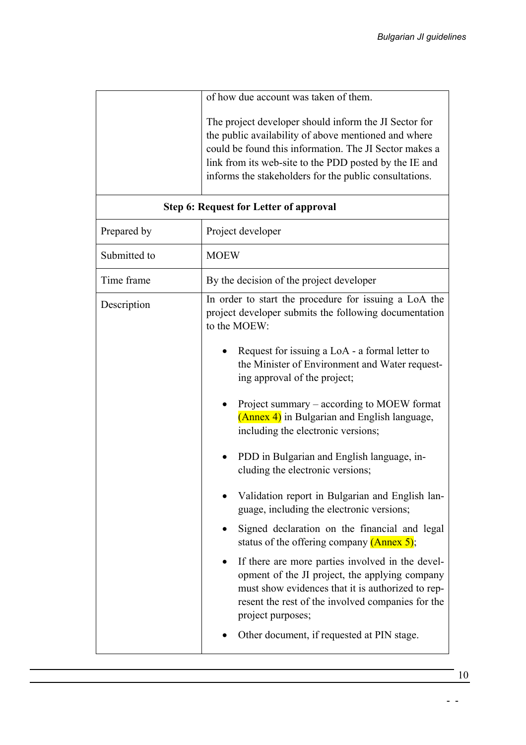| | |
|---|---|
| | of how due account was taken of them.<br><br>The project developer should inform the JI Sector for the public availability of above mentioned and where could be found this information. The JI Sector makes a link from its web-site to the PDD posted by the IE and informs the stakeholders for the public consultations. |
| **Step 6: Request for Letter of approval** | |
| Prepared by | Project developer |
| Submitted to | MOEW |
| Time frame | By the decision of the project developer |
| Description | In order to start the procedure for issuing a LoA the project developer submits the following documentation to the MOEW:<br><br>• Request for issuing a LoA - a formal letter to the Minister of Environment and Water requesting approval of the project;<br><br>• Project summary – according to MOEW format (Annex 4) in Bulgarian and English language, including the electronic versions;<br><br>• PDD in Bulgarian and English language, including the electronic versions;<br><br>• Validation report in Bulgarian and English language, including the electronic versions;<br><br>• Signed declaration on the financial and legal status of the offering company (Annex 5);<br><br>• If there are more parties involved in the development of the JI project, the applying company must show evidences that it is authorized to represent the rest of the involved companies for the project purposes;<br><br>• Other document, if requested at PIN stage. |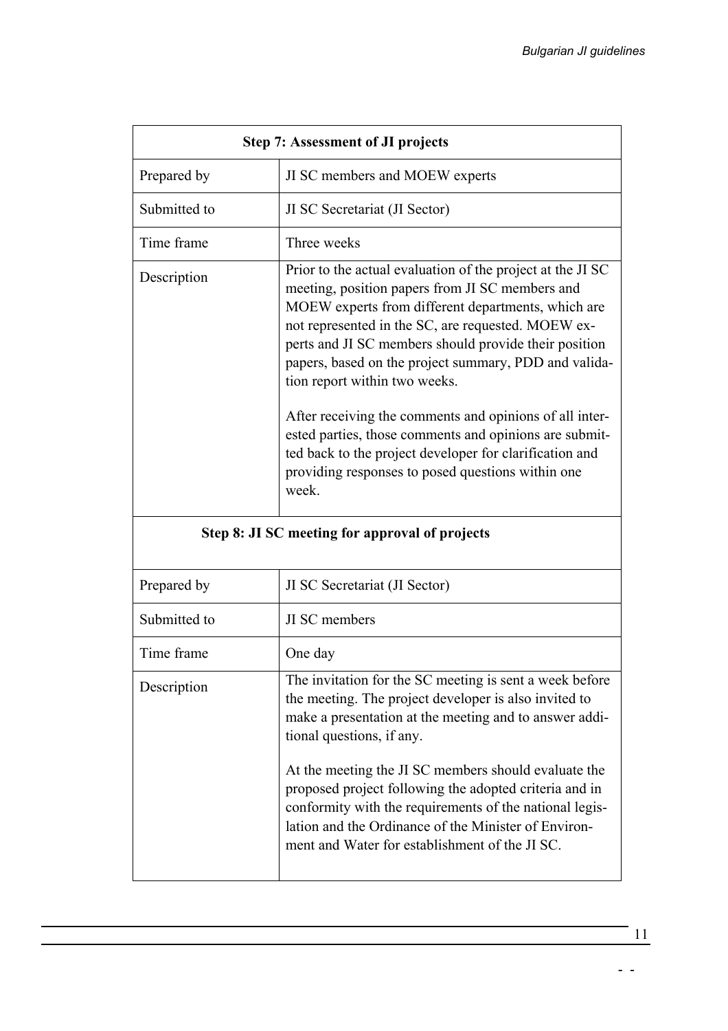| Step 7: Assessment of JI projects | |
|---|---|
| Prepared by | JI SC members and MOEW experts |
| Submitted to | JI SC Secretariat (JI Sector) |
| Time frame | Three weeks |
| Description | Prior to the actual evaluation of the project at the JI SC meeting, position papers from JI SC members and MOEW experts from different departments, which are not represented in the SC, are requested. MOEW experts and JI SC members should provide their position papers, based on the project summary, PDD and validation report within two weeks.<br><br>After receiving the comments and opinions of all interested parties, those comments and opinions are submitted back to the project developer for clarification and providing responses to posed questions within one week. |

| Step 8: JI SC meeting for approval of projects | |
|---|---|
| Prepared by | JI SC Secretariat (JI Sector) |
| Submitted to | JI SC members |
| Time frame | One day |
| Description | The invitation for the SC meeting is sent a week before the meeting. The project developer is also invited to make a presentation at the meeting and to answer additional questions, if any.<br><br>At the meeting the JI SC members should evaluate the proposed project following the adopted criteria and in conformity with the requirements of the national legislation and the Ordinance of the Minister of Environment and Water for establishment of the JI SC. |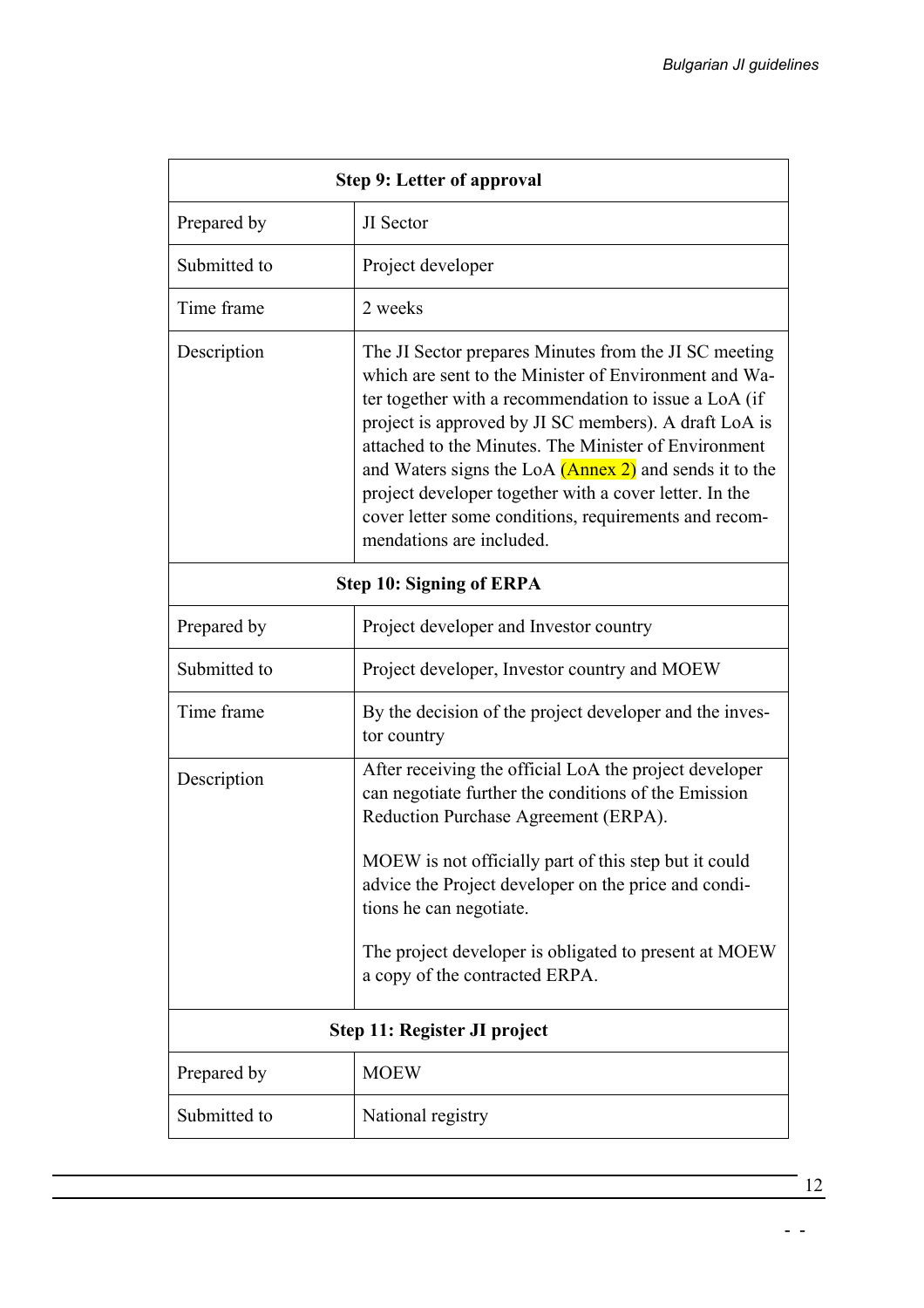| Step 9: Letter of approval | |
|---|---|
| Prepared by | JI Sector |
| Submitted to | Project developer |
| Time frame | 2 weeks |
| Description | The JI Sector prepares Minutes from the JI SC meeting which are sent to the Minister of Environment and Water together with a recommendation to issue a LoA (if project is approved by JI SC members). A draft LoA is attached to the Minutes. The Minister of Environment and Waters signs the LoA (Annex 2) and sends it to the project developer together with a cover letter. In the cover letter some conditions, requirements and recommendations are included. |
| **Step 10: Signing of ERPA** | |
| Prepared by | Project developer and Investor country |
| Submitted to | Project developer, Investor country and MOEW |
| Time frame | By the decision of the project developer and the investor country |
| Description | After receiving the official LoA the project developer can negotiate further the conditions of the Emission Reduction Purchase Agreement (ERPA).<br><br>MOEW is not officially part of this step but it could advice the Project developer on the price and conditions he can negotiate.<br><br>The project developer is obligated to present at MOEW a copy of the contracted ERPA. |
| **Step 11: Register JI project** | |
| Prepared by | MOEW |
| Submitted to | National registry |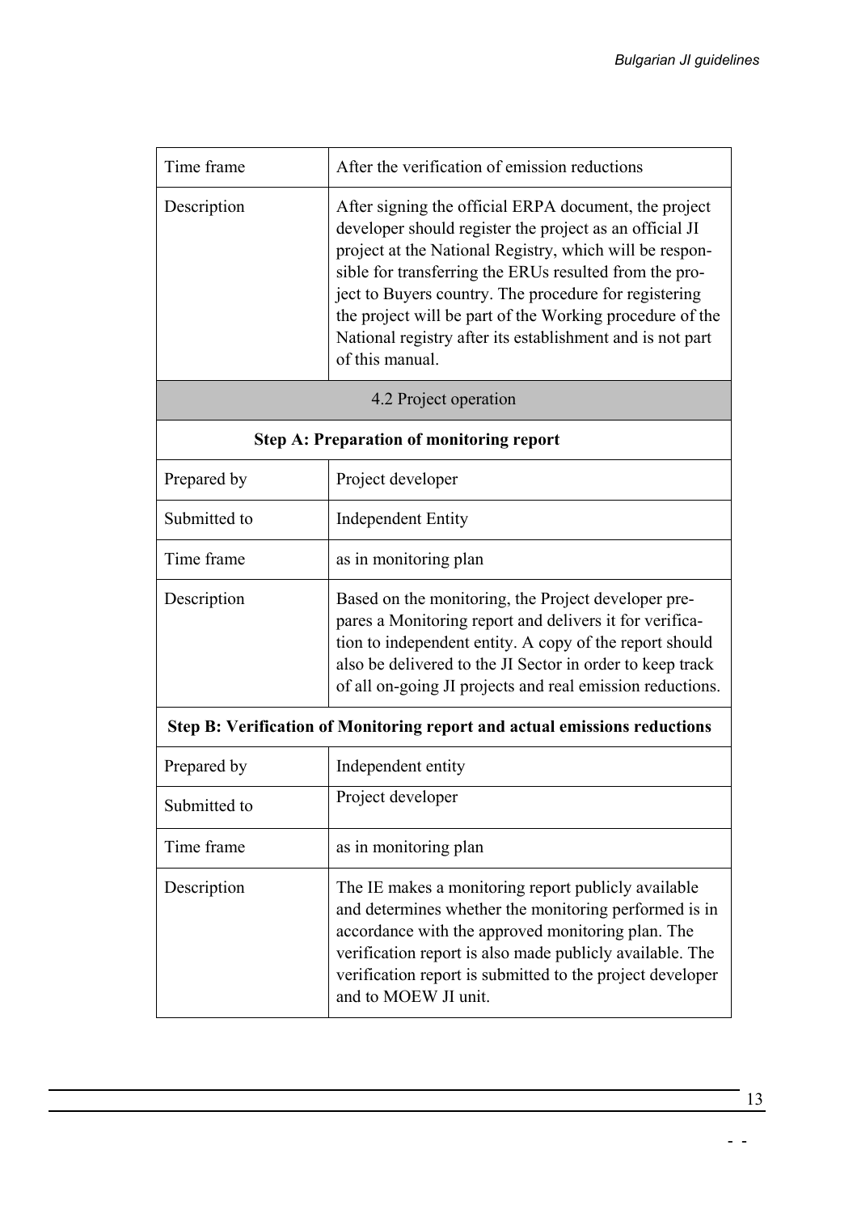| | |
|---|---|
| Time frame | After the verification of emission reductions |
| Description | After signing the official ERPA document, the project developer should register the project as an official JI project at the National Registry, which will be responsible for transferring the ERUs resulted from the project to Buyers country. The procedure for registering the project will be part of the Working procedure of the National registry after its establishment and is not part of this manual. |
| 4.2 Project operation | |
| **Step A: Preparation of monitoring report** | |
| Prepared by | Project developer |
| Submitted to | Independent Entity |
| Time frame | as in monitoring plan |
| Description | Based on the monitoring, the Project developer prepares a Monitoring report and delivers it for verification to independent entity. A copy of the report should also be delivered to the JI Sector in order to keep track of all on-going JI projects and real emission reductions. |
| **Step B: Verification of Monitoring report and actual emissions reductions** | |
| Prepared by | Independent entity |
| Submitted to | Project developer |
| Time frame | as in monitoring plan |
| Description | The IE makes a monitoring report publicly available and determines whether the monitoring performed is in accordance with the approved monitoring plan. The verification report is also made publicly available. The verification report is submitted to the project developer and to MOEW JI unit. |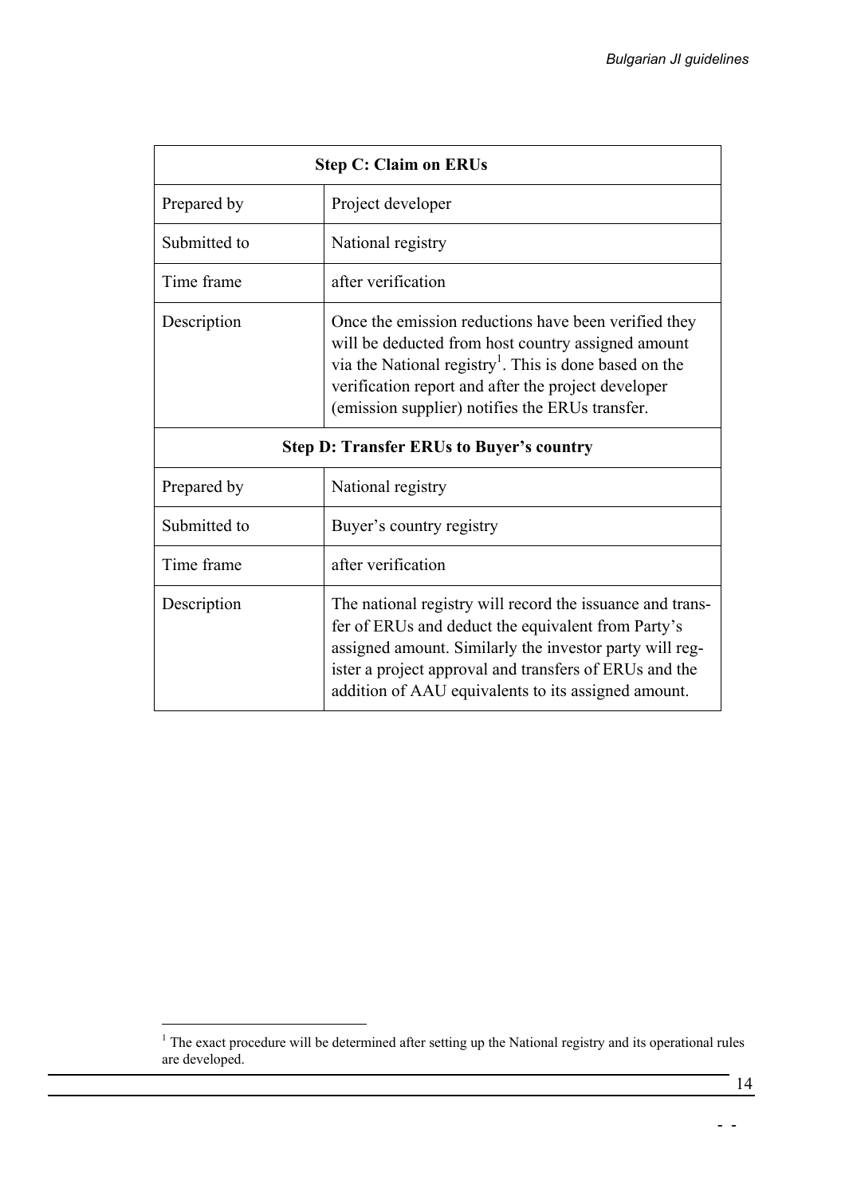| Step C: Claim on ERUs | |
|---|---|
| Prepared by | Project developer |
| Submitted to | National registry |
| Time frame | after verification |
| Description | Once the emission reductions have been verified they will be deducted from host country assigned amount via the National registry[1]. This is done based on the verification report and after the project developer (emission supplier) notifies the ERUs transfer. |
| **Step D: Transfer ERUs to Buyer's country** | |
| Prepared by | National registry |
| Submitted to | Buyer's country registry |
| Time frame | after verification |
| Description | The national registry will record the issuance and transfer of ERUs and deduct the equivalent from Party's assigned amount. Similarly the investor party will register a project approval and transfers of ERUs and the addition of AAU equivalents to its assigned amount. |

[1] The exact procedure will be determined after setting up the National registry and its operational rules are developed.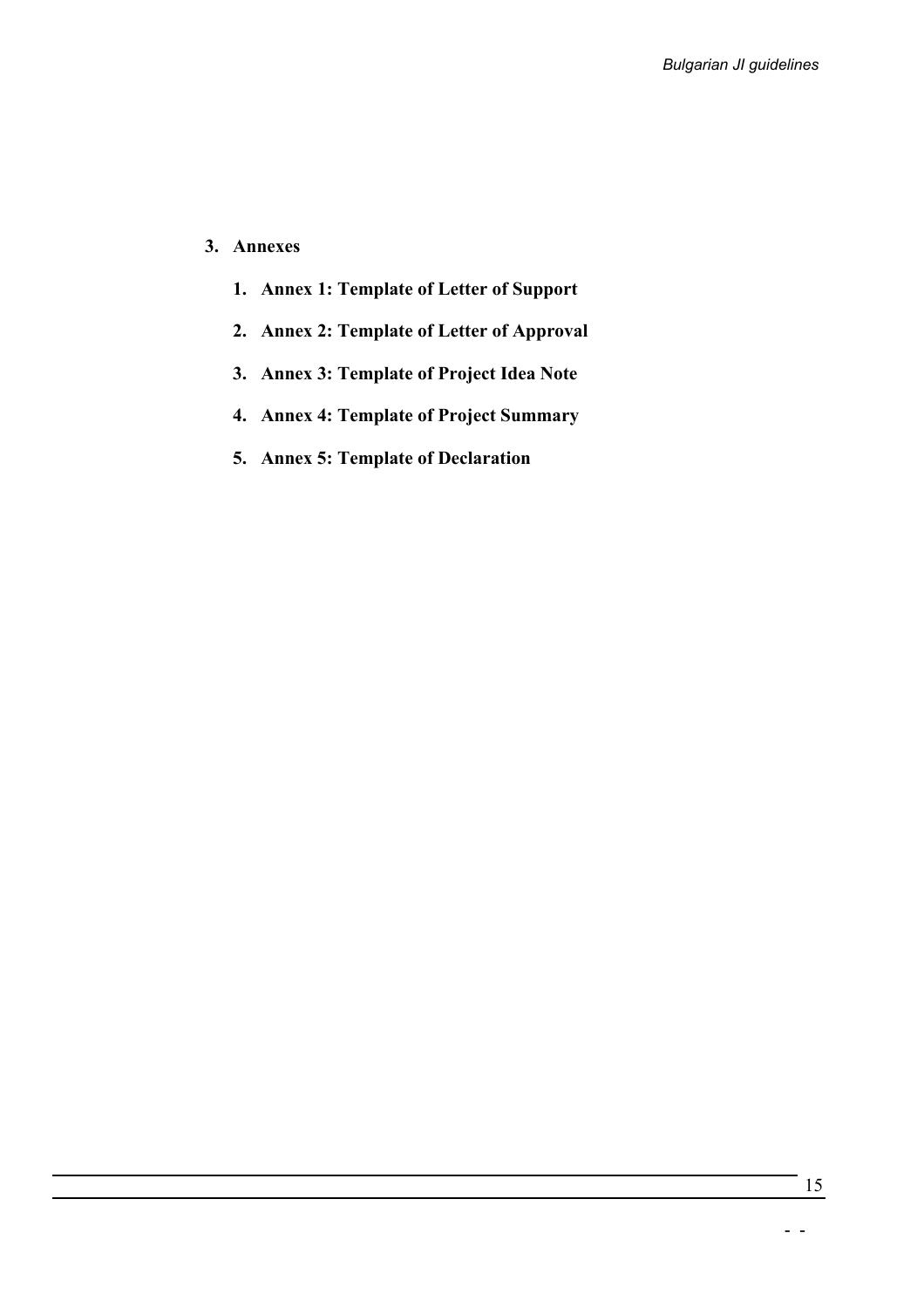## 3. Annexes

1. **Annex 1: Template of Letter of Support**
2. **Annex 2: Template of Letter of Approval**
3. **Annex 3: Template of Project Idea Note**
4. **Annex 4: Template of Project Summary**
5. **Annex 5: Template of Declaration**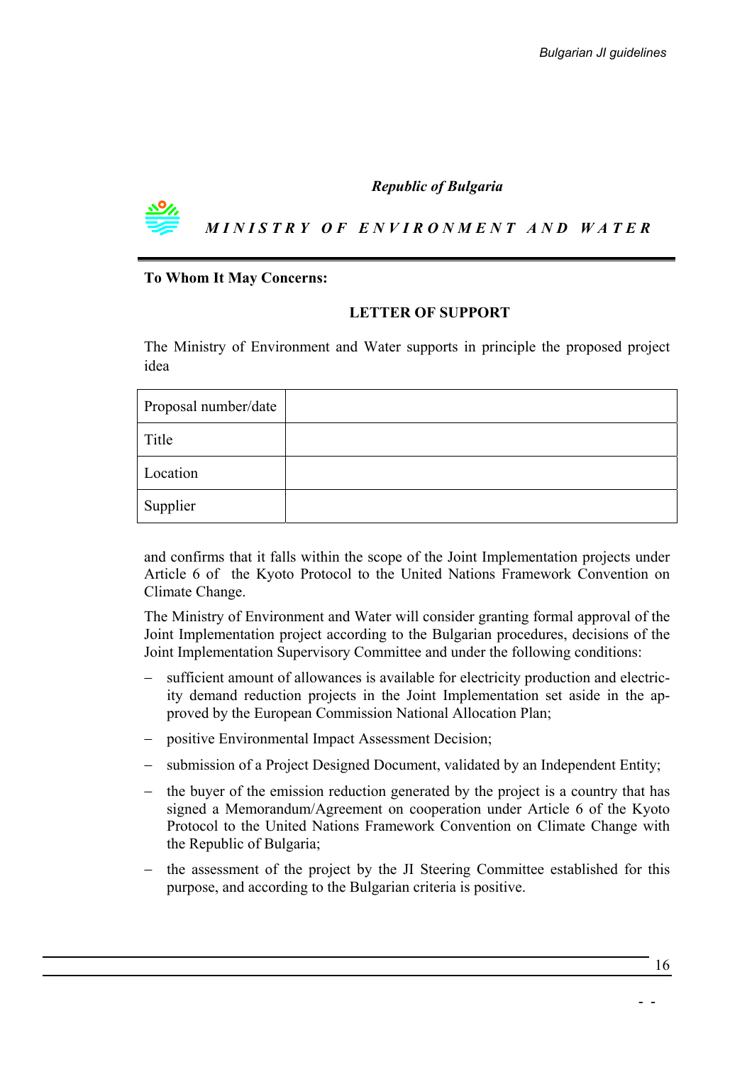*Republic of Bulgaria*

***MINISTRY OF ENVIRONMENT AND WATER***

**To Whom It May Concerns:**

**LETTER OF SUPPORT**

The Ministry of Environment and Water supports in principle the proposed project idea

| Proposal number/date | |
|---|---|
| Title | |
| Location | |
| Supplier | |

and confirms that it falls within the scope of the Joint Implementation projects under Article 6 of the Kyoto Protocol to the United Nations Framework Convention on Climate Change.

The Ministry of Environment and Water will consider granting formal approval of the Joint Implementation project according to the Bulgarian procedures, decisions of the Joint Implementation Supervisory Committee and under the following conditions:

- sufficient amount of allowances is available for electricity production and electricity demand reduction projects in the Joint Implementation set aside in the approved by the European Commission National Allocation Plan;
- positive Environmental Impact Assessment Decision;
- submission of a Project Designed Document, validated by an Independent Entity;
- the buyer of the emission reduction generated by the project is a country that has signed a Memorandum/Agreement on cooperation under Article 6 of the Kyoto Protocol to the United Nations Framework Convention on Climate Change with the Republic of Bulgaria;
- the assessment of the project by the JI Steering Committee established for this purpose, and according to the Bulgarian criteria is positive.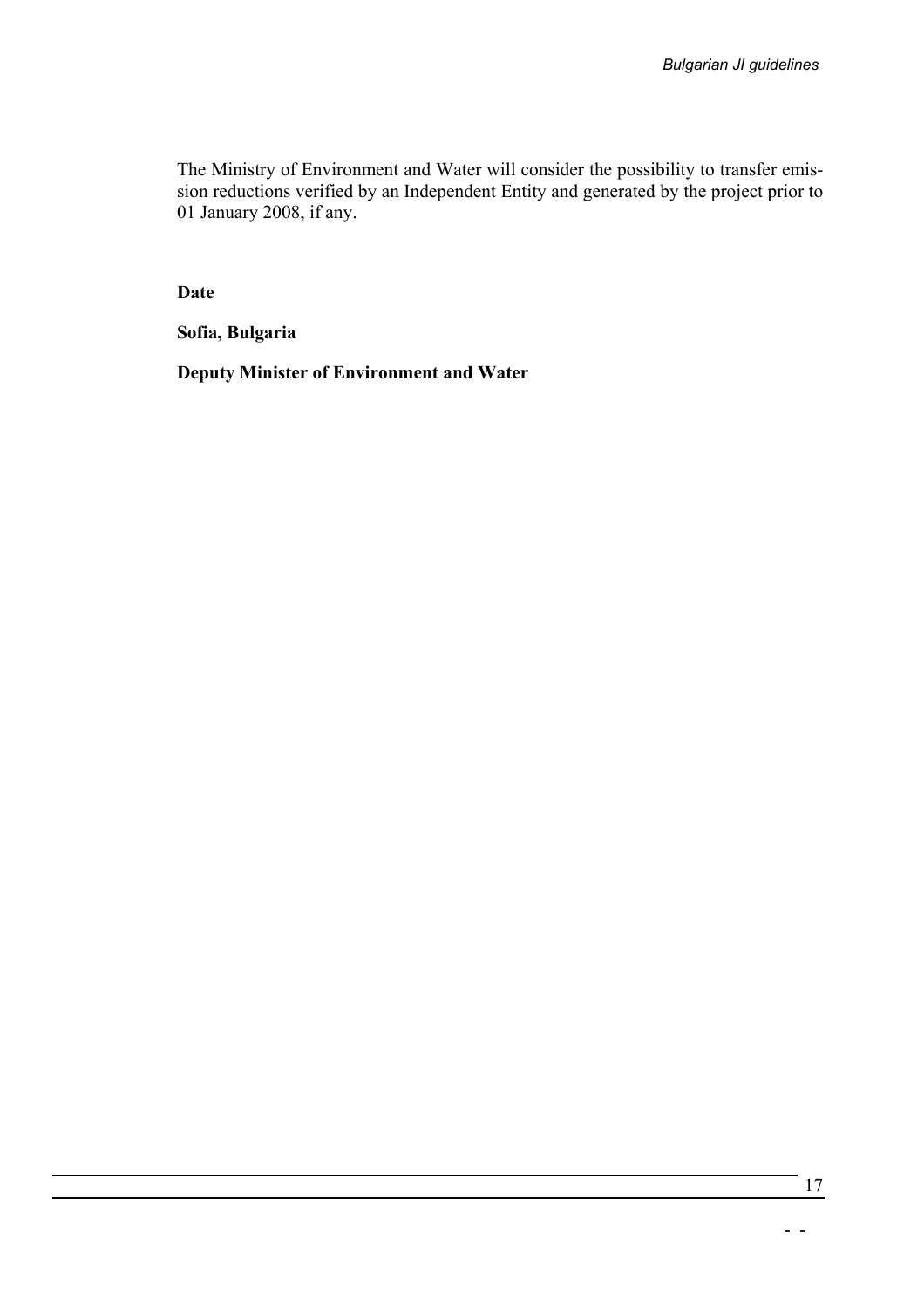The Ministry of Environment and Water will consider the possibility to transfer emission reductions verified by an Independent Entity and generated by the project prior to 01 January 2008, if any.

**Date**

**Sofia, Bulgaria**

**Deputy Minister of Environment and Water**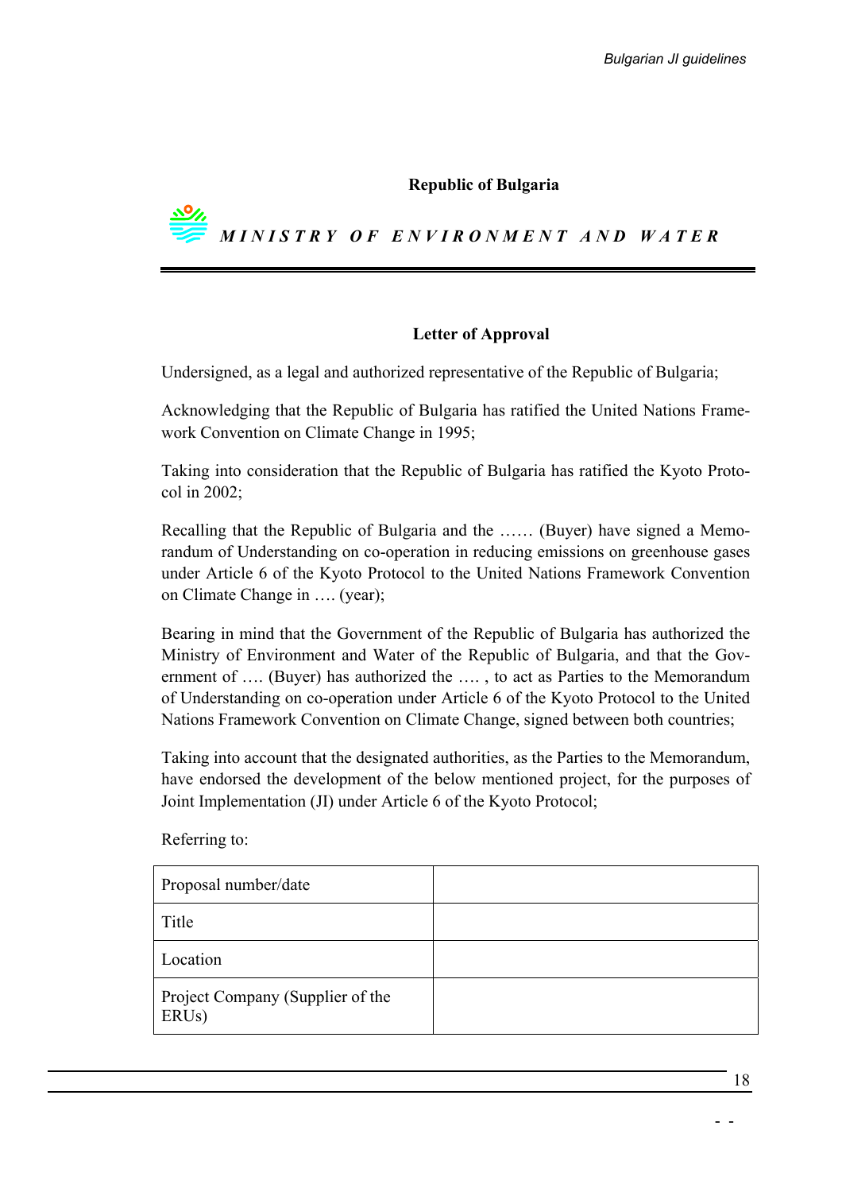**Republic of Bulgaria**

***MINISTRY OF ENVIRONMENT AND WATER***

---

**Letter of Approval**

Undersigned, as a legal and authorized representative of the Republic of Bulgaria;

Acknowledging that the Republic of Bulgaria has ratified the United Nations Framework Convention on Climate Change in 1995;

Taking into consideration that the Republic of Bulgaria has ratified the Kyoto Protocol in 2002;

Recalling that the Republic of Bulgaria and the …… (Buyer) have signed a Memorandum of Understanding on co-operation in reducing emissions on greenhouse gases under Article 6 of the Kyoto Protocol to the United Nations Framework Convention on Climate Change in …. (year);

Bearing in mind that the Government of the Republic of Bulgaria has authorized the Ministry of Environment and Water of the Republic of Bulgaria, and that the Government of …. (Buyer) has authorized the …. , to act as Parties to the Memorandum of Understanding on co-operation under Article 6 of the Kyoto Protocol to the United Nations Framework Convention on Climate Change, signed between both countries;

Taking into account that the designated authorities, as the Parties to the Memorandum, have endorsed the development of the below mentioned project, for the purposes of Joint Implementation (JI) under Article 6 of the Kyoto Protocol;

Referring to:

| | |
|---|---|
| Proposal number/date | |
| Title | |
| Location | |
| Project Company (Supplier of the ERUs) | |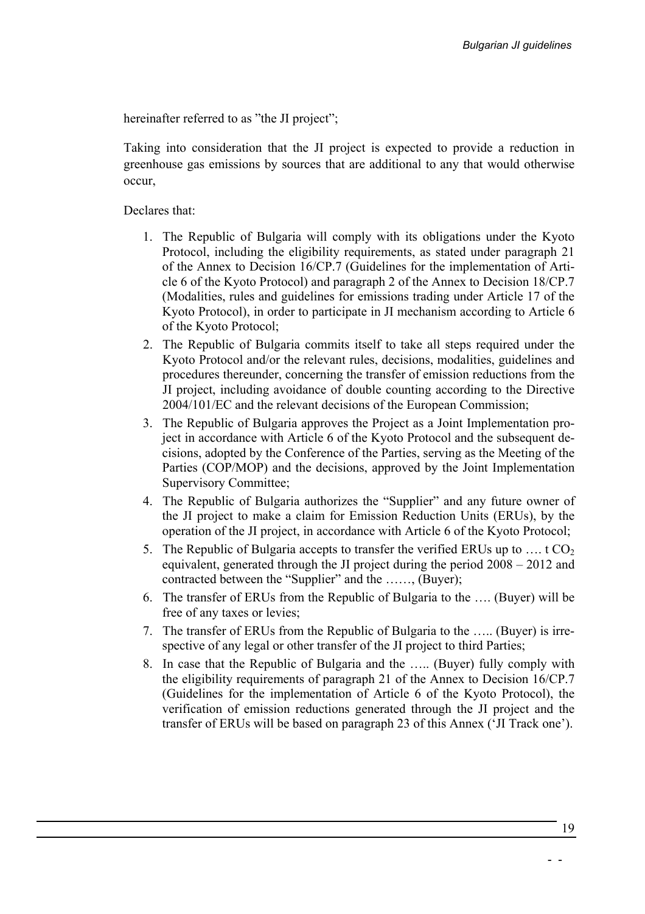hereinafter referred to as "the JI project";

Taking into consideration that the JI project is expected to provide a reduction in greenhouse gas emissions by sources that are additional to any that would otherwise occur,

Declares that:

1. The Republic of Bulgaria will comply with its obligations under the Kyoto Protocol, including the eligibility requirements, as stated under paragraph 21 of the Annex to Decision 16/CP.7 (Guidelines for the implementation of Article 6 of the Kyoto Protocol) and paragraph 2 of the Annex to Decision 18/CP.7 (Modalities, rules and guidelines for emissions trading under Article 17 of the Kyoto Protocol), in order to participate in JI mechanism according to Article 6 of the Kyoto Protocol;
2. The Republic of Bulgaria commits itself to take all steps required under the Kyoto Protocol and/or the relevant rules, decisions, modalities, guidelines and procedures thereunder, concerning the transfer of emission reductions from the JI project, including avoidance of double counting according to the Directive 2004/101/EC and the relevant decisions of the European Commission;
3. The Republic of Bulgaria approves the Project as a Joint Implementation project in accordance with Article 6 of the Kyoto Protocol and the subsequent decisions, adopted by the Conference of the Parties, serving as the Meeting of the Parties (COP/MOP) and the decisions, approved by the Joint Implementation Supervisory Committee;
4. The Republic of Bulgaria authorizes the "Supplier" and any future owner of the JI project to make a claim for Emission Reduction Units (ERUs), by the operation of the JI project, in accordance with Article 6 of the Kyoto Protocol;
5. The Republic of Bulgaria accepts to transfer the verified ERUs up to …. t $CO_2$ equivalent, generated through the JI project during the period 2008 – 2012 and contracted between the "Supplier" and the ……, (Buyer);
6. The transfer of ERUs from the Republic of Bulgaria to the …. (Buyer) will be free of any taxes or levies;
7. The transfer of ERUs from the Republic of Bulgaria to the ….. (Buyer) is irrespective of any legal or other transfer of the JI project to third Parties;
8. In case that the Republic of Bulgaria and the ….. (Buyer) fully comply with the eligibility requirements of paragraph 21 of the Annex to Decision 16/CP.7 (Guidelines for the implementation of Article 6 of the Kyoto Protocol), the verification of emission reductions generated through the JI project and the transfer of ERUs will be based on paragraph 23 of this Annex ('JI Track one').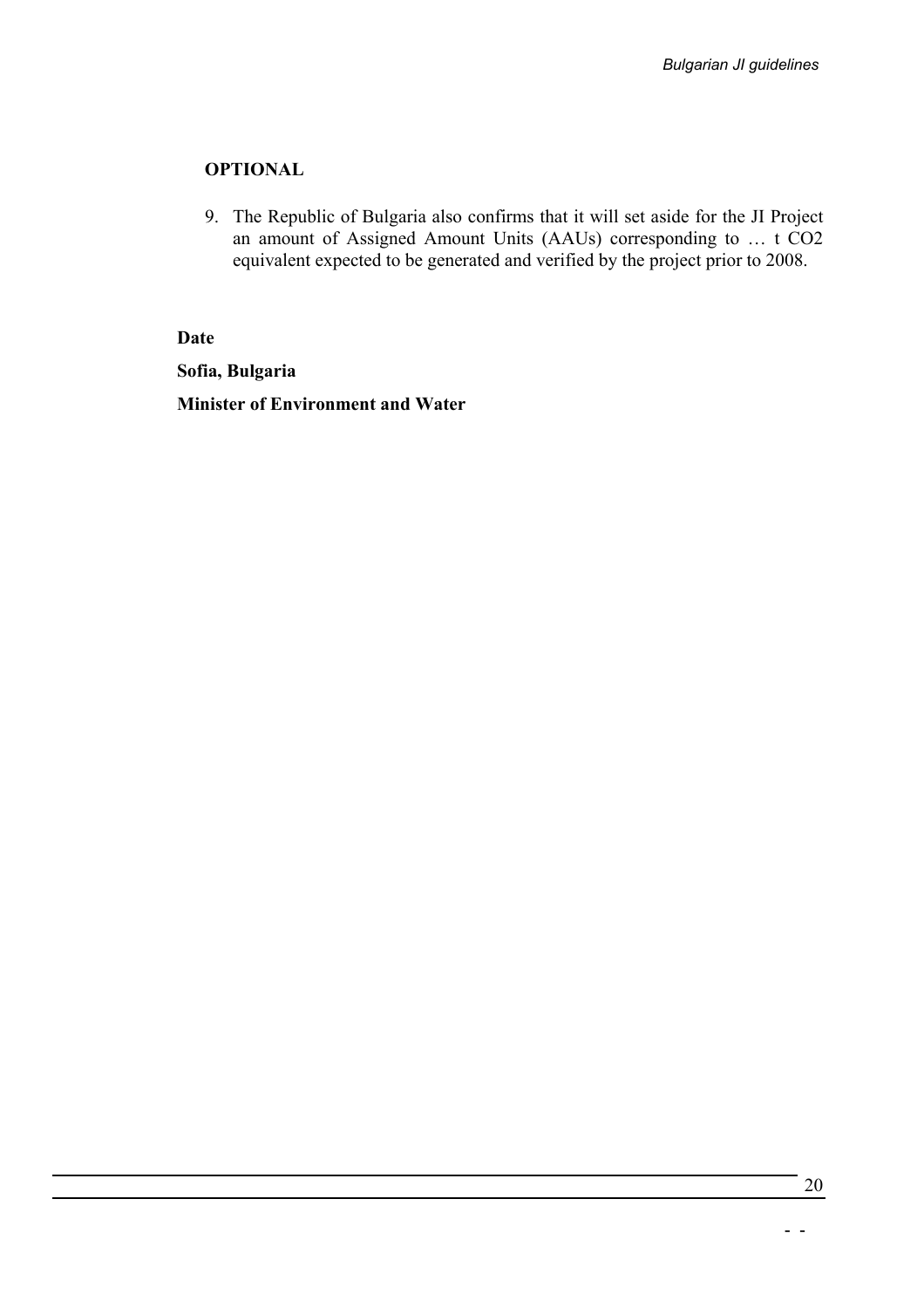**OPTIONAL**

9. The Republic of Bulgaria also confirms that it will set aside for the JI Project an amount of Assigned Amount Units (AAUs) corresponding to … t $CO_2$ equivalent expected to be generated and verified by the project prior to 2008.

**Date**

**Sofia, Bulgaria**

**Minister of Environment and Water**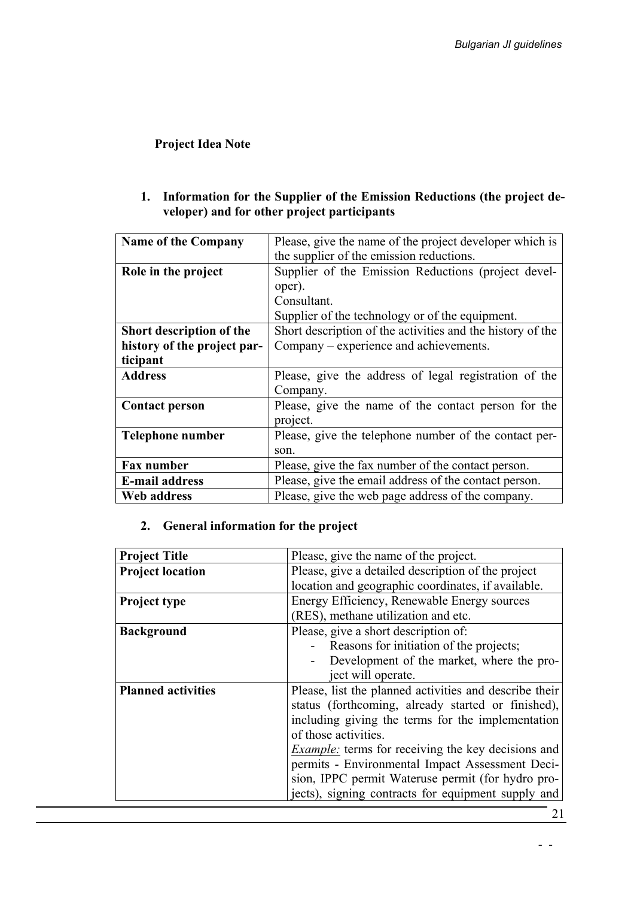**Project Idea Note**

**1. Information for the Supplier of the Emission Reductions (the project developer) and for other project participants**

| **Name of the Company** | Please, give the name of the project developer which is the supplier of the emission reductions. |
|---|---|
| **Role in the project** | Supplier of the Emission Reductions (project developer).<br>Consultant.<br>Supplier of the technology or of the equipment. |
| **Short description of the history of the project participant** | Short description of the activities and the history of the Company – experience and achievements. |
| **Address** | Please, give the address of legal registration of the Company. |
| **Contact person** | Please, give the name of the contact person for the project. |
| **Telephone number** | Please, give the telephone number of the contact person. |
| **Fax number** | Please, give the fax number of the contact person. |
| **E-mail address** | Please, give the email address of the contact person. |
| **Web address** | Please, give the web page address of the company. |

**2. General information for the project**

| **Project Title** | Please, give the name of the project. |
|---|---|
| **Project location** | Please, give a detailed description of the project location and geographic coordinates, if available. |
| **Project type** | Energy Efficiency, Renewable Energy sources (RES), methane utilization and etc. |
| **Background** | Please, give a short description of:<br>- Reasons for initiation of the projects;<br>- Development of the market, where the project will operate. |
| **Planned activities** | Please, list the planned activities and describe their status (forthcoming, already started or finished), including giving the terms for the implementation of those activities.<br>*Example:* terms for receiving the key decisions and permits - Environmental Impact Assessment Decision, IPPC permit Wateruse permit (for hydro projects), signing contracts for equipment supply and |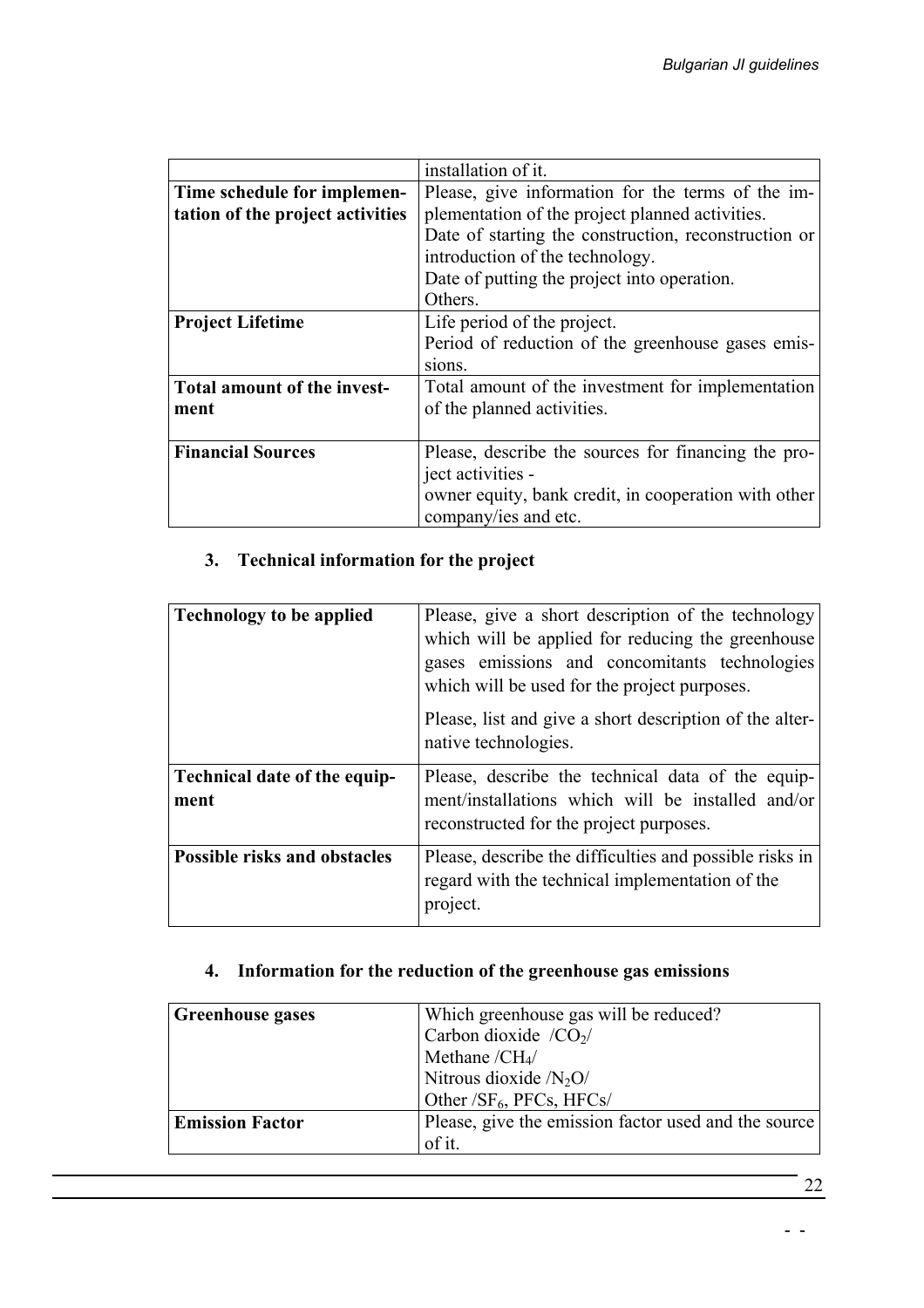| | installation of it. |
|---|---|
| **Time schedule for implementation of the project activities** | Please, give information for the terms of the implementation of the project planned activities.<br>Date of starting the construction, reconstruction or introduction of the technology.<br>Date of putting the project into operation.<br>Others. |
| **Project Lifetime** | Life period of the project.<br>Period of reduction of the greenhouse gases emissions. |
| **Total amount of the investment** | Total amount of the investment for implementation of the planned activities. |
| **Financial Sources** | Please, describe the sources for financing the project activities -<br>owner equity, bank credit, in cooperation with other company/ies and etc. |

## 3. Technical information for the project

| | |
|---|---|
| **Technology to be applied** | Please, give a short description of the technology which will be applied for reducing the greenhouse gases emissions and concomitants technologies which will be used for the project purposes.<br>Please, list and give a short description of the alternative technologies. |
| **Technical date of the equipment** | Please, describe the technical data of the equipment/installations which will be installed and/or reconstructed for the project purposes. |
| **Possible risks and obstacles** | Please, describe the difficulties and possible risks in regard with the technical implementation of the project. |

## 4. Information for the reduction of the greenhouse gas emissions

| | |
|---|---|
| **Greenhouse gases** | Which greenhouse gas will be reduced?<br>Carbon dioxide /$CO_2$/<br>Methane /$CH_4$/<br>Nitrous dioxide /$N_2O$/<br>Other /$SF_6$, PFCs, HFCs/ |
| **Emission Factor** | Please, give the emission factor used and the source of it. |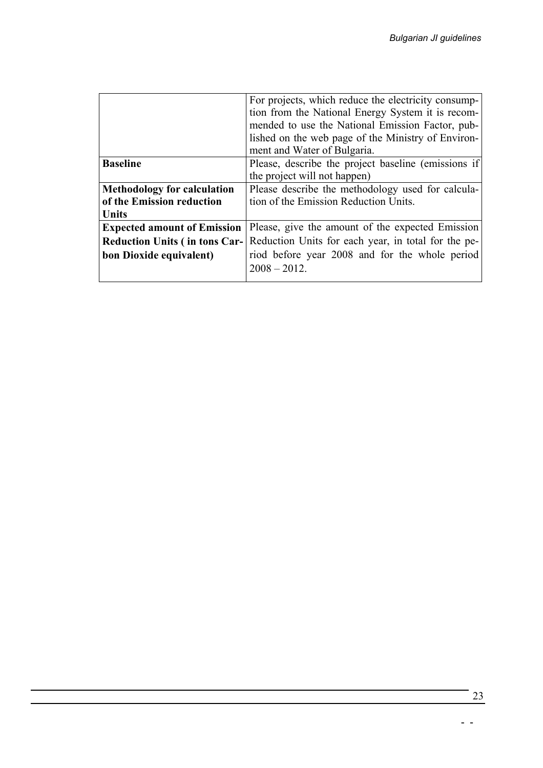| | |
|---|---|
| | For projects, which reduce the electricity consumption from the National Energy System it is recommended to use the National Emission Factor, published on the web page of the Ministry of Environment and Water of Bulgaria. |
| **Baseline** | Please, describe the project baseline (emissions if the project will not happen) |
| **Methodology for calculation of the Emission reduction Units** | Please describe the methodology used for calculation of the Emission Reduction Units. |
| **Expected amount of Emission Reduction Units ( in tons Carbon Dioxide equivalent)** | Please, give the amount of the expected Emission Reduction Units for each year, in total for the period before year 2008 and for the whole period 2008 – 2012. |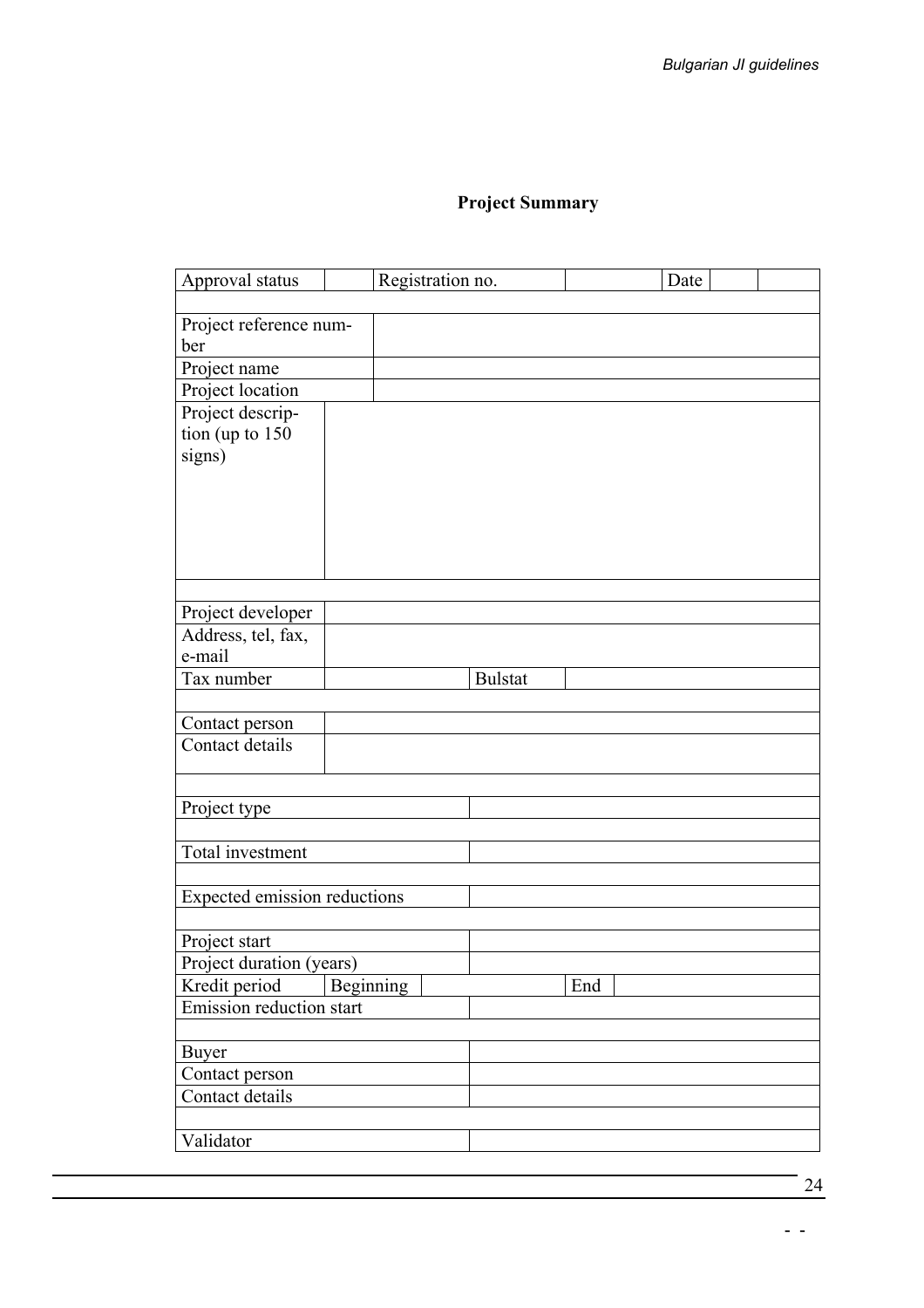**Project Summary**

| Approval status | | Registration no. | | Date | | |
|---|---|---|---|---|---|---|
| | | | | | | |
| Project reference number | | | | | | |
| Project name | | | | | | |
| Project location | | | | | | |
| Project description (up to 150 signs) | | | | | | |
| | | | | | | |
| Project developer | | | | | | |
| Address, tel, fax, e-mail | | | | | | |
| Tax number | | Bulstat | | | | |
| | | | | | | |
| Contact person | | | | | | |
| Contact details | | | | | | |
| | | | | | | |
| Project type | | | | | | |
| | | | | | | |
| Total investment | | | | | | |
| | | | | | | |
| Expected emission reductions | | | | | | |
| | | | | | | |
| Project start | | | | | | |
| Project duration (years) | | | | | | |
| Kredit period | Beginning | | End | | | |
| Emission reduction start | | | | | | |
| | | | | | | |
| Buyer | | | | | | |
| Contact person | | | | | | |
| Contact details | | | | | | |
| | | | | | | |
| Validator | | | | | | |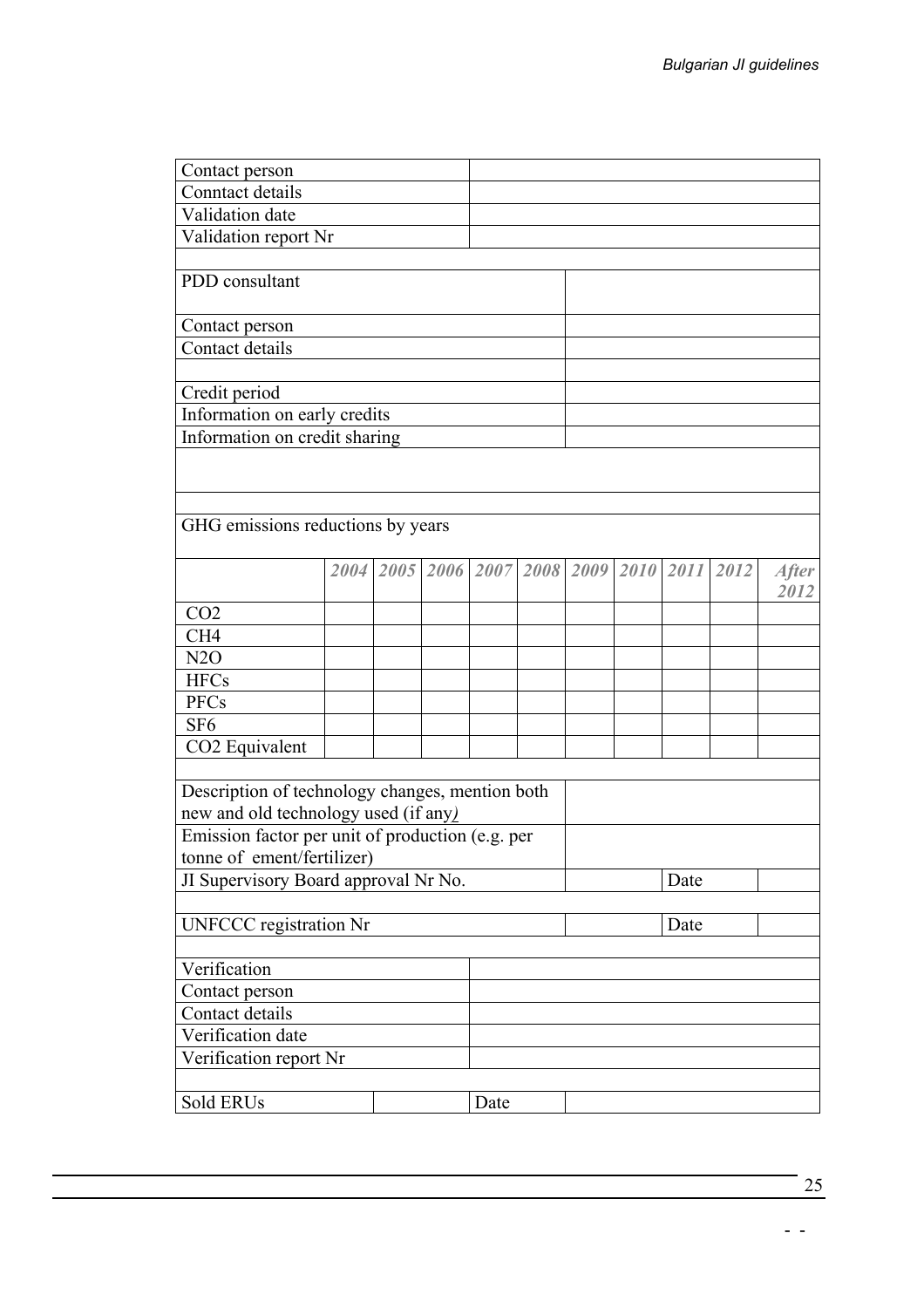| | |
|---|---|
| Contact person | |
| Conntact details | |
| Validation date | |
| Validation report Nr | |

| | |
|---|---|
| PDD consultant | |
| Contact person | |
| Contact details | |
| | |
| Credit period | |
| Information on early credits | |
| Information on credit sharing | |

GHG emissions reductions by years

| | *2004* | *2005* | *2006* | *2007* | *2008* | *2009* | *2010* | *2011* | *2012* | *After 2012* |
|---|---|---|---|---|---|---|---|---|---|---|
| $CO_2$ | | | | | | | | | | |
| $CH_4$ | | | | | | | | | | |
| $N_2O$ | | | | | | | | | | |
| HFCs | | | | | | | | | | |
| PFCs | | | | | | | | | | |
| $SF_6$ | | | | | | | | | | |
| $CO_2$ Equivalent | | | | | | | | | | |

| | | | |
|---|---|---|---|
| Description of technology changes, mention both new and old technology used (if any) | | | |
| Emission factor per unit of production (e.g. per tonne of ement/fertilizer) | | | |
| JI Supervisory Board approval Nr No. | | Date | |
| | | | |
| UNFCCC registration Nr | | Date | |

| | |
|---|---|
| Verification | |
| Contact person | |
| Contact details | |
| Verification date | |
| Verification report Nr | |

| | | | |
|---|---|---|---|
| Sold ERUs | | Date | |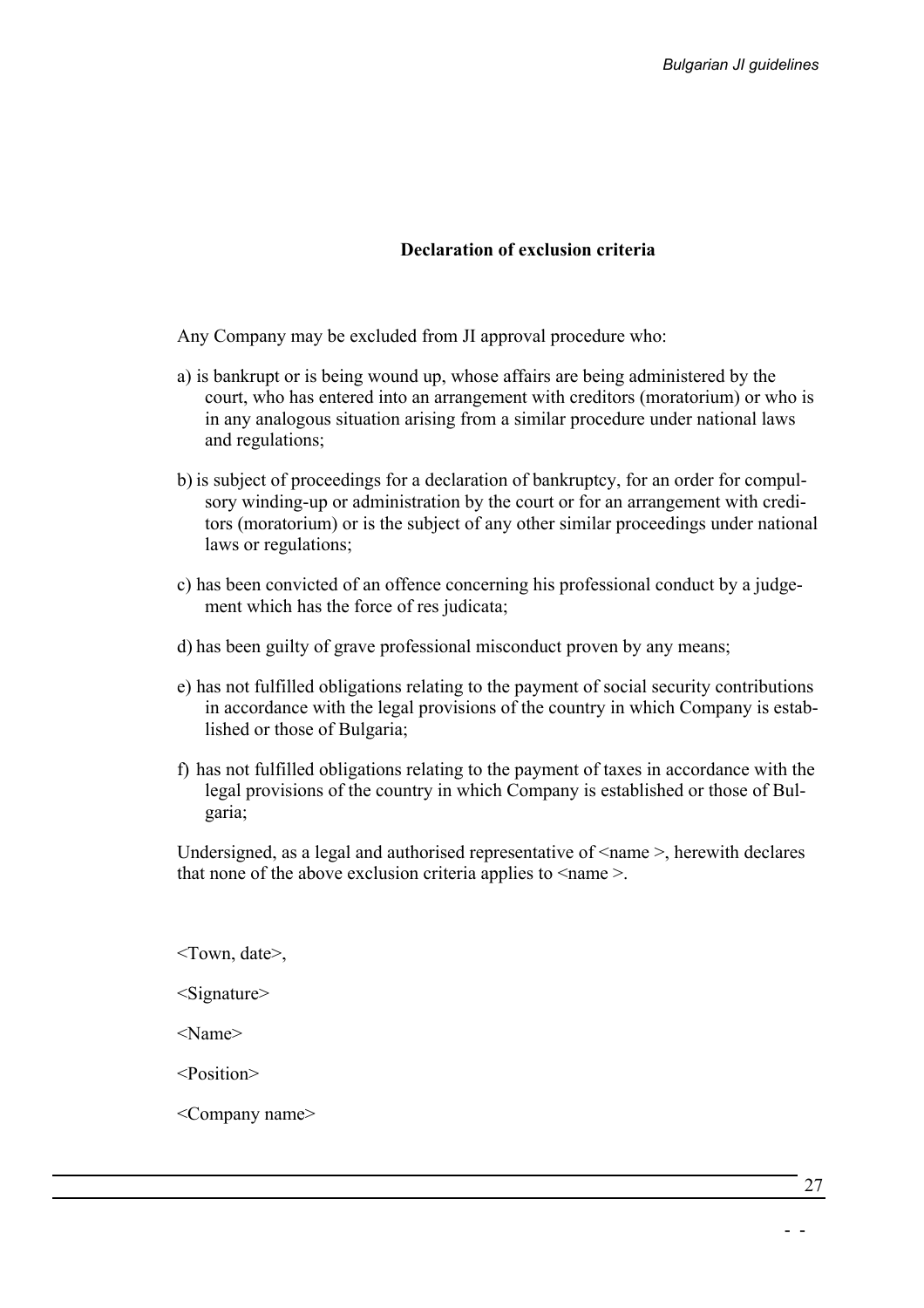**Declaration of exclusion criteria**

Any Company may be excluded from JI approval procedure who:

a) is bankrupt or is being wound up, whose affairs are being administered by the court, who has entered into an arrangement with creditors (moratorium) or who is in any analogous situation arising from a similar procedure under national laws and regulations;

b) is subject of proceedings for a declaration of bankruptcy, for an order for compulsory winding-up or administration by the court or for an arrangement with creditors (moratorium) or is the subject of any other similar proceedings under national laws or regulations;

c) has been convicted of an offence concerning his professional conduct by a judgement which has the force of res judicata;

d) has been guilty of grave professional misconduct proven by any means;

e) has not fulfilled obligations relating to the payment of social security contributions in accordance with the legal provisions of the country in which Company is established or those of Bulgaria;

f) has not fulfilled obligations relating to the payment of taxes in accordance with the legal provisions of the country in which Company is established or those of Bulgaria;

Undersigned, as a legal and authorised representative of <name >, herewith declares that none of the above exclusion criteria applies to <name >.

<Town, date>,

<Signature>

<Name>

<Position>

<Company name>